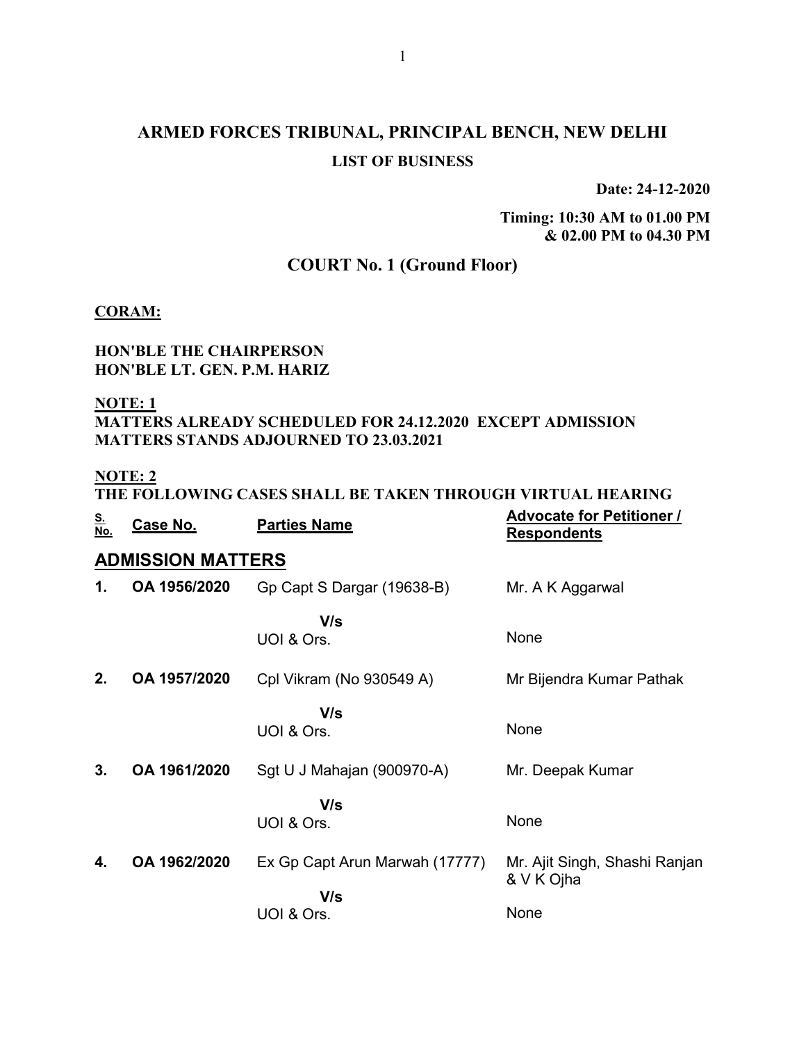# ARMED FORCES TRIBUNAL, PRINCIPAL BENCH, NEW DELHI

## LIST OF BUSINESS

**Date: 24-12-2020**

**Timing: 10:30 AM to 01.00 PM & 02.00 PM to 04.30 PM**

## COURT No. 1 (Ground Floor)

**CORAM:**

**HON'BLE THE CHAIRPERSON**
**HON'BLE LT. GEN. P.M. HARIZ**

**NOTE: 1**
**MATTERS ALREADY SCHEDULED FOR 24.12.2020 EXCEPT ADMISSION MATTERS STANDS ADJOURNED TO 23.03.2021**

**NOTE: 2**
**THE FOLLOWING CASES SHALL BE TAKEN THROUGH VIRTUAL HEARING**

| S. No. | Case No. | Parties Name | Advocate for Petitioner / Respondents |
|---|---|---|---|
| **ADMISSION MATTERS** | | | |
| **1.** | **OA 1956/2020** | Gp Capt S Dargar (19638-B) | Mr. A K Aggarwal |
| | | **V/s** | |
| | | UOI & Ors. | None |
| **2.** | **OA 1957/2020** | Cpl Vikram (No 930549 A) | Mr Bijendra Kumar Pathak |
| | | **V/s** | |
| | | UOI & Ors. | None |
| **3.** | **OA 1961/2020** | Sgt U J Mahajan (900970-A) | Mr. Deepak Kumar |
| | | **V/s** | |
| | | UOI & Ors. | None |
| **4.** | **OA 1962/2020** | Ex Gp Capt Arun Marwah (17777) | Mr. Ajit Singh, Shashi Ranjan & V K Ojha |
| | | **V/s** | |
| | | UOI & Ors. | None |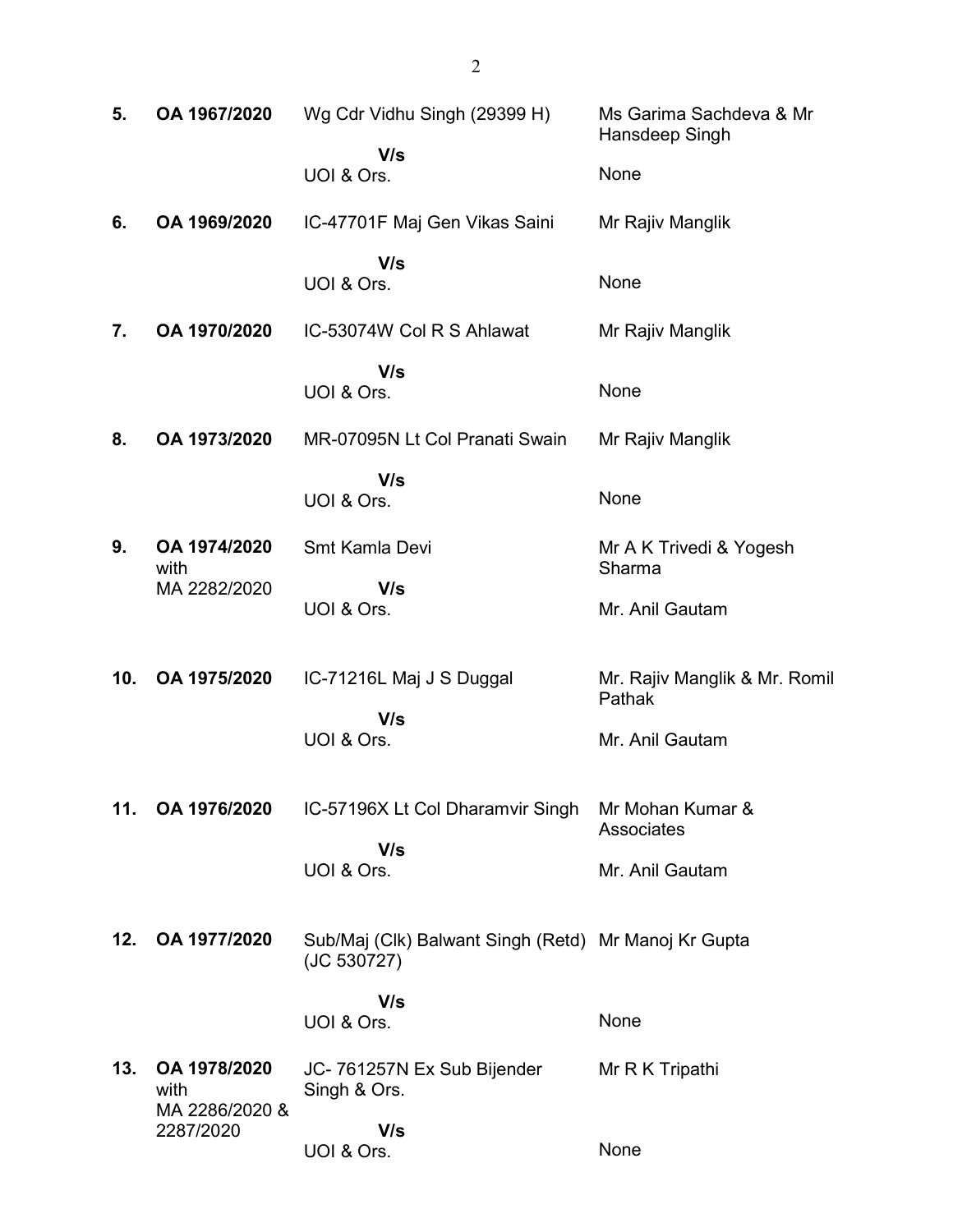| | | | |
|---|---|---|---|
| **5.** | **OA 1967/2020** | Wg Cdr Vidhu Singh (29399 H)<br>**V/s**<br>UOI & Ors. | Ms Garima Sachdeva & Mr Hansdeep Singh<br><br>None |
| **6.** | **OA 1969/2020** | IC-47701F Maj Gen Vikas Saini<br>**V/s**<br>UOI & Ors. | Mr Rajiv Manglik<br><br>None |
| **7.** | **OA 1970/2020** | IC-53074W Col R S Ahlawat<br>**V/s**<br>UOI & Ors. | Mr Rajiv Manglik<br><br>None |
| **8.** | **OA 1973/2020** | MR-07095N Lt Col Pranati Swain<br>**V/s**<br>UOI & Ors. | Mr Rajiv Manglik<br><br>None |
| **9.** | **OA 1974/2020** with MA 2282/2020 | Smt Kamla Devi<br>**V/s**<br>UOI & Ors. | Mr A K Trivedi & Yogesh Sharma<br><br>Mr. Anil Gautam |
| **10.** | **OA 1975/2020** | IC-71216L Maj J S Duggal<br>**V/s**<br>UOI & Ors. | Mr. Rajiv Manglik & Mr. Romil Pathak<br><br>Mr. Anil Gautam |
| **11.** | **OA 1976/2020** | IC-57196X Lt Col Dharamvir Singh<br>**V/s**<br>UOI & Ors. | Mr Mohan Kumar & Associates<br><br>Mr. Anil Gautam |
| **12.** | **OA 1977/2020** | Sub/Maj (Clk) Balwant Singh (Retd) (JC 530727)<br>**V/s**<br>UOI & Ors. | Mr Manoj Kr Gupta<br><br>None |
| **13.** | **OA 1978/2020** with MA 2286/2020 & 2287/2020 | JC- 761257N Ex Sub Bijender Singh & Ors.<br>**V/s**<br>UOI & Ors. | Mr R K Tripathi<br><br>None |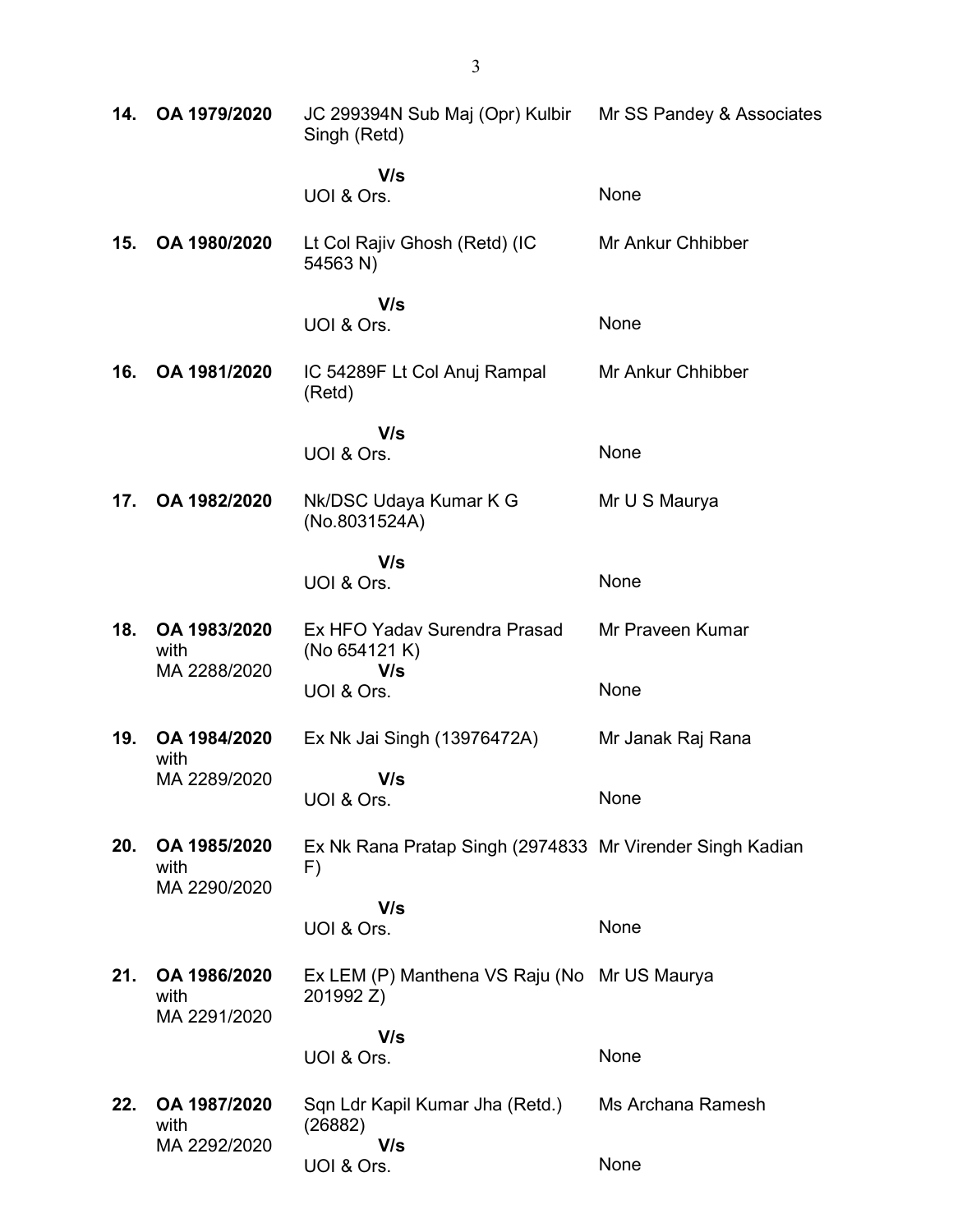| | | | |
|---|---|---|---|
| **14.** | **OA 1979/2020** | JC 299394N Sub Maj (Opr) Kulbir Singh (Retd)<br><br>**V/s**<br>UOI & Ors. | Mr SS Pandey & Associates<br><br><br>None |
| **15.** | **OA 1980/2020** | Lt Col Rajiv Ghosh (Retd) (IC 54563 N)<br><br>**V/s**<br>UOI & Ors. | Mr Ankur Chhibber<br><br><br>None |
| **16.** | **OA 1981/2020** | IC 54289F Lt Col Anuj Rampal (Retd)<br><br>**V/s**<br>UOI & Ors. | Mr Ankur Chhibber<br><br><br>None |
| **17.** | **OA 1982/2020** | Nk/DSC Udaya Kumar K G (No.8031524A)<br><br>**V/s**<br>UOI & Ors. | Mr U S Maurya<br><br><br>None |
| **18.** | **OA 1983/2020** with MA 2288/2020 | Ex HFO Yadav Surendra Prasad (No 654121 K)<br>**V/s**<br>UOI & Ors. | Mr Praveen Kumar<br><br>None |
| **19.** | **OA 1984/2020** with MA 2289/2020 | Ex Nk Jai Singh (13976472A)<br><br>**V/s**<br>UOI & Ors. | Mr Janak Raj Rana<br><br><br>None |
| **20.** | **OA 1985/2020** with MA 2290/2020 | Ex Nk Rana Pratap Singh (2974833 F)<br><br>**V/s**<br>UOI & Ors. | Mr Virender Singh Kadian<br><br><br>None |
| **21.** | **OA 1986/2020** with MA 2291/2020 | Ex LEM (P) Manthena VS Raju (No 201992 Z)<br><br>**V/s**<br>UOI & Ors. | Mr US Maurya<br><br><br>None |
| **22.** | **OA 1987/2020** with MA 2292/2020 | Sqn Ldr Kapil Kumar Jha (Retd.) (26882)<br>**V/s**<br>UOI & Ors. | Ms Archana Ramesh<br><br>None |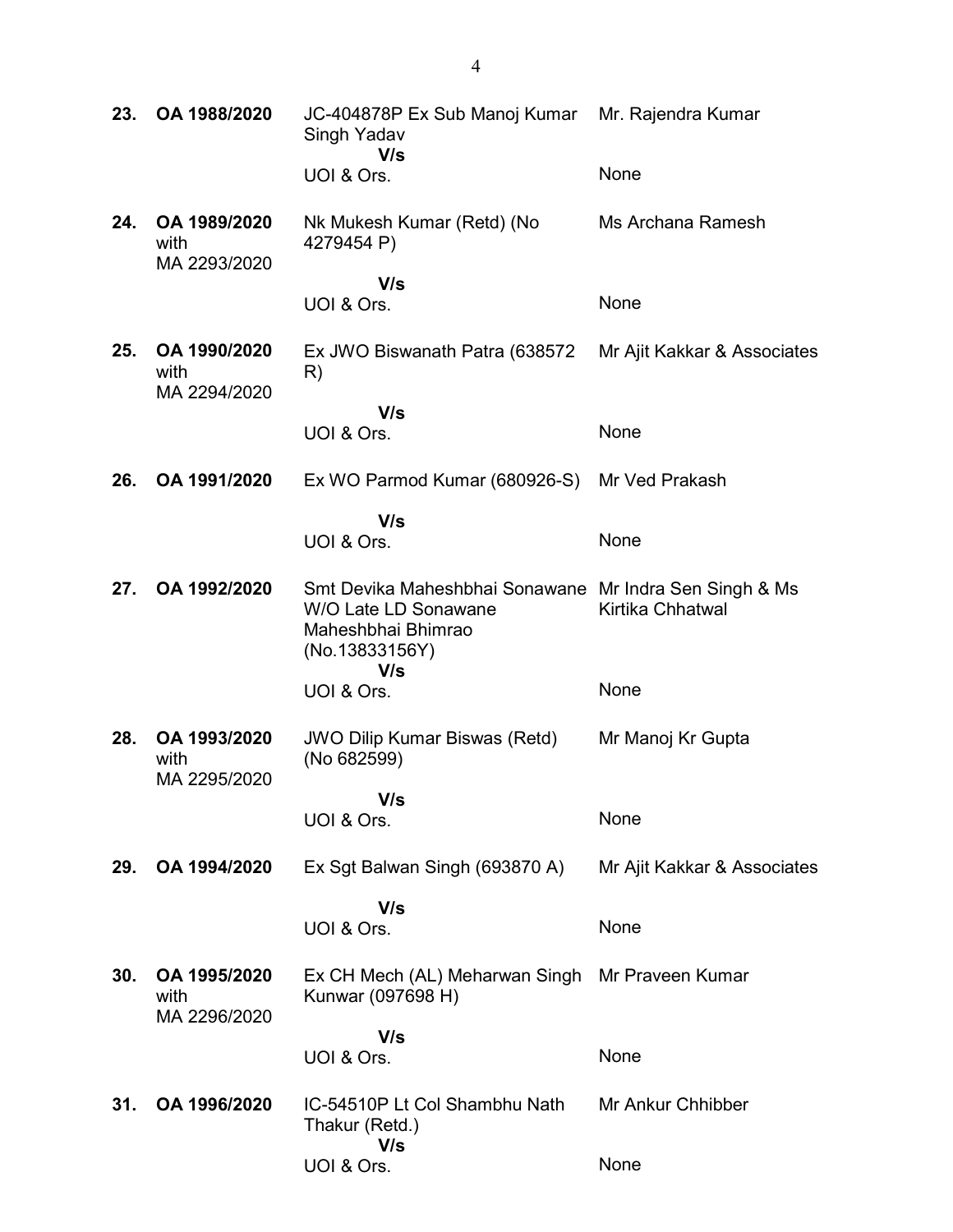| | | | |
|---|---|---|---|
| **23.** | **OA 1988/2020** | JC-404878P Ex Sub Manoj Kumar Singh Yadav<br>**V/s**<br>UOI & Ors. | Mr. Rajendra Kumar<br><br>None |
| **24.** | **OA 1989/2020** with MA 2293/2020 | Nk Mukesh Kumar (Retd) (No 4279454 P)<br>**V/s**<br>UOI & Ors. | Ms Archana Ramesh<br><br>None |
| **25.** | **OA 1990/2020** with MA 2294/2020 | Ex JWO Biswanath Patra (638572 R)<br>**V/s**<br>UOI & Ors. | Mr Ajit Kakkar & Associates<br><br>None |
| **26.** | **OA 1991/2020** | Ex WO Parmod Kumar (680926-S)<br>**V/s**<br>UOI & Ors. | Mr Ved Prakash<br><br>None |
| **27.** | **OA 1992/2020** | Smt Devika Maheshbhai Sonawane W/O Late LD Sonawane Maheshbhai Bhimrao (No.13833156Y)<br>**V/s**<br>UOI & Ors. | Mr Indra Sen Singh & Ms Kirtika Chhatwal<br><br>None |
| **28.** | **OA 1993/2020** with MA 2295/2020 | JWO Dilip Kumar Biswas (Retd) (No 682599)<br>**V/s**<br>UOI & Ors. | Mr Manoj Kr Gupta<br><br>None |
| **29.** | **OA 1994/2020** | Ex Sgt Balwan Singh (693870 A)<br>**V/s**<br>UOI & Ors. | Mr Ajit Kakkar & Associates<br><br>None |
| **30.** | **OA 1995/2020** with MA 2296/2020 | Ex CH Mech (AL) Meharwan Singh Kunwar (097698 H)<br>**V/s**<br>UOI & Ors. | Mr Praveen Kumar<br><br>None |
| **31.** | **OA 1996/2020** | IC-54510P Lt Col Shambhu Nath Thakur (Retd.)<br>**V/s**<br>UOI & Ors. | Mr Ankur Chhibber<br><br>None |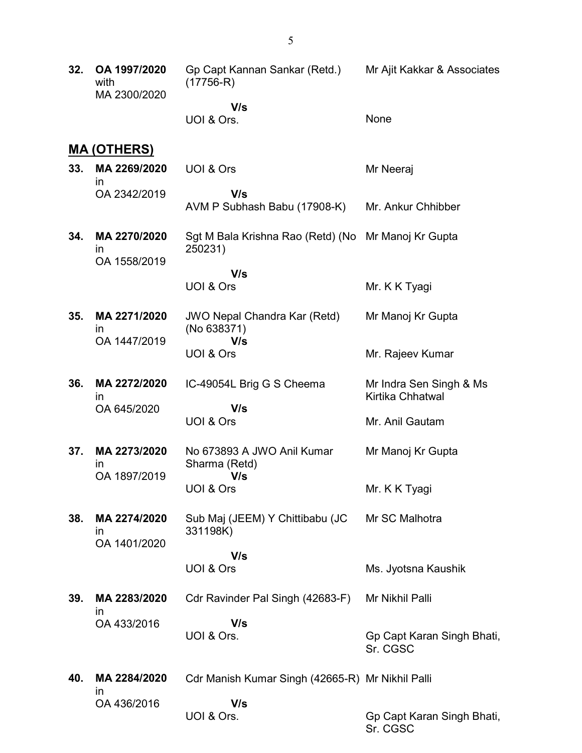| | | | |
|---|---|---|---|
| **32.** | **OA 1997/2020** with MA 2300/2020 | Gp Capt Kannan Sankar (Retd.) (17756-R) | Mr Ajit Kakkar & Associates |
| | | **V/s** | |
| | | UOI & Ors. | None |

## MA (OTHERS)

| | | | |
|---|---|---|---|
| **33.** | **MA 2269/2020** in OA 2342/2019 | UOI & Ors | Mr Neeraj |
| | | **V/s** | |
| | | AVM P Subhash Babu (17908-K) | Mr. Ankur Chhibber |
| **34.** | **MA 2270/2020** in OA 1558/2019 | Sgt M Bala Krishna Rao (Retd) (No 250231) | Mr Manoj Kr Gupta |
| | | **V/s** | |
| | | UOI & Ors | Mr. K K Tyagi |
| **35.** | **MA 2271/2020** in OA 1447/2019 | JWO Nepal Chandra Kar (Retd) (No 638371) | Mr Manoj Kr Gupta |
| | | **V/s** | |
| | | UOI & Ors | Mr. Rajeev Kumar |
| **36.** | **MA 2272/2020** in OA 645/2020 | IC-49054L Brig G S Cheema | Mr Indra Sen Singh & Ms Kirtika Chhatwal |
| | | **V/s** | |
| | | UOI & Ors | Mr. Anil Gautam |
| **37.** | **MA 2273/2020** in OA 1897/2019 | No 673893 A JWO Anil Kumar Sharma (Retd) | Mr Manoj Kr Gupta |
| | | **V/s** | |
| | | UOI & Ors | Mr. K K Tyagi |
| **38.** | **MA 2274/2020** in OA 1401/2020 | Sub Maj (JEEM) Y Chittibabu (JC 331198K) | Mr SC Malhotra |
| | | **V/s** | |
| | | UOI & Ors | Ms. Jyotsna Kaushik |
| **39.** | **MA 2283/2020** in OA 433/2016 | Cdr Ravinder Pal Singh (42683-F) | Mr Nikhil Palli |
| | | **V/s** | |
| | | UOI & Ors. | Gp Capt Karan Singh Bhati, Sr. CGSC |
| **40.** | **MA 2284/2020** in OA 436/2016 | Cdr Manish Kumar Singh (42665-R) | Mr Nikhil Palli |
| | | **V/s** | |
| | | UOI & Ors. | Gp Capt Karan Singh Bhati, Sr. CGSC |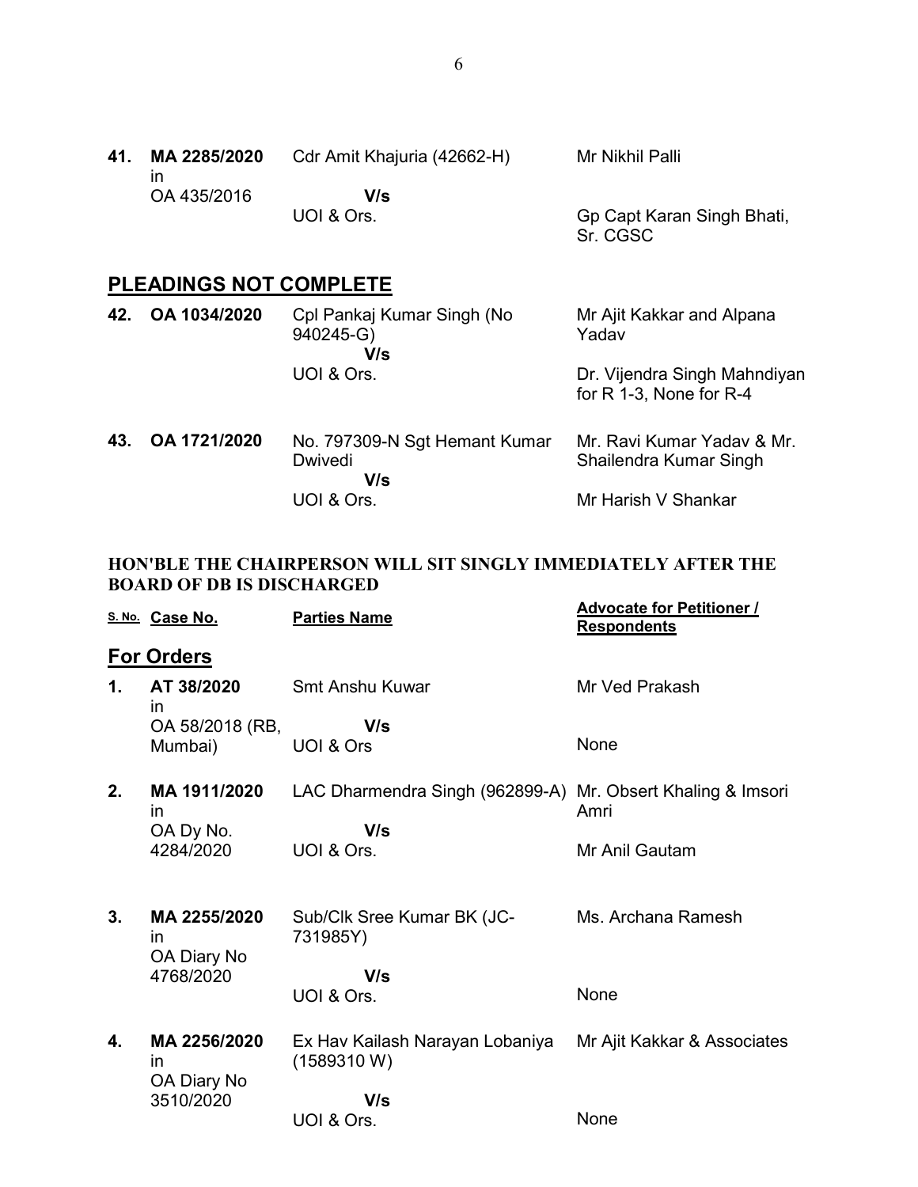| | | | |
|---|---|---|---|
| **41.** | **MA 2285/2020** in OA 435/2016 | Cdr Amit Khajuria (42662-H) **V/s** UOI & Ors. | Mr Nikhil Palli<br><br>Gp Capt Karan Singh Bhati, Sr. CGSC |

## PLEADINGS NOT COMPLETE

| | | | |
|---|---|---|---|
| **42.** | **OA 1034/2020** | Cpl Pankaj Kumar Singh (No 940245-G) **V/s** UOI & Ors. | Mr Ajit Kakkar and Alpana Yadav<br><br>Dr. Vijendra Singh Mahndiyan for R 1-3, None for R-4 |
| **43.** | **OA 1721/2020** | No. 797309-N Sgt Hemant Kumar Dwivedi **V/s** UOI & Ors. | Mr. Ravi Kumar Yadav & Mr. Shailendra Kumar Singh<br><br>Mr Harish V Shankar |

**HON'BLE THE CHAIRPERSON WILL SIT SINGLY IMMEDIATELY AFTER THE BOARD OF DB IS DISCHARGED**

| S. No. | Case No. | Parties Name | Advocate for Petitioner / Respondents |
|---|---|---|---|
| | **For Orders** | | |
| **1.** | **AT 38/2020** in OA 58/2018 (RB, Mumbai) | Smt Anshu Kuwar **V/s** UOI & Ors | Mr Ved Prakash<br><br>None |
| **2.** | **MA 1911/2020** in OA Dy No. 4284/2020 | LAC Dharmendra Singh (962899-A) **V/s** UOI & Ors. | Mr. Obsert Khaling & Imsori Amri<br><br>Mr Anil Gautam |
| **3.** | **MA 2255/2020** in OA Diary No 4768/2020 | Sub/Clk Sree Kumar BK (JC-731985Y) **V/s** UOI & Ors. | Ms. Archana Ramesh<br><br>None |
| **4.** | **MA 2256/2020** in OA Diary No 3510/2020 | Ex Hav Kailash Narayan Lobaniya (1589310 W) **V/s** UOI & Ors. | Mr Ajit Kakkar & Associates<br><br>None |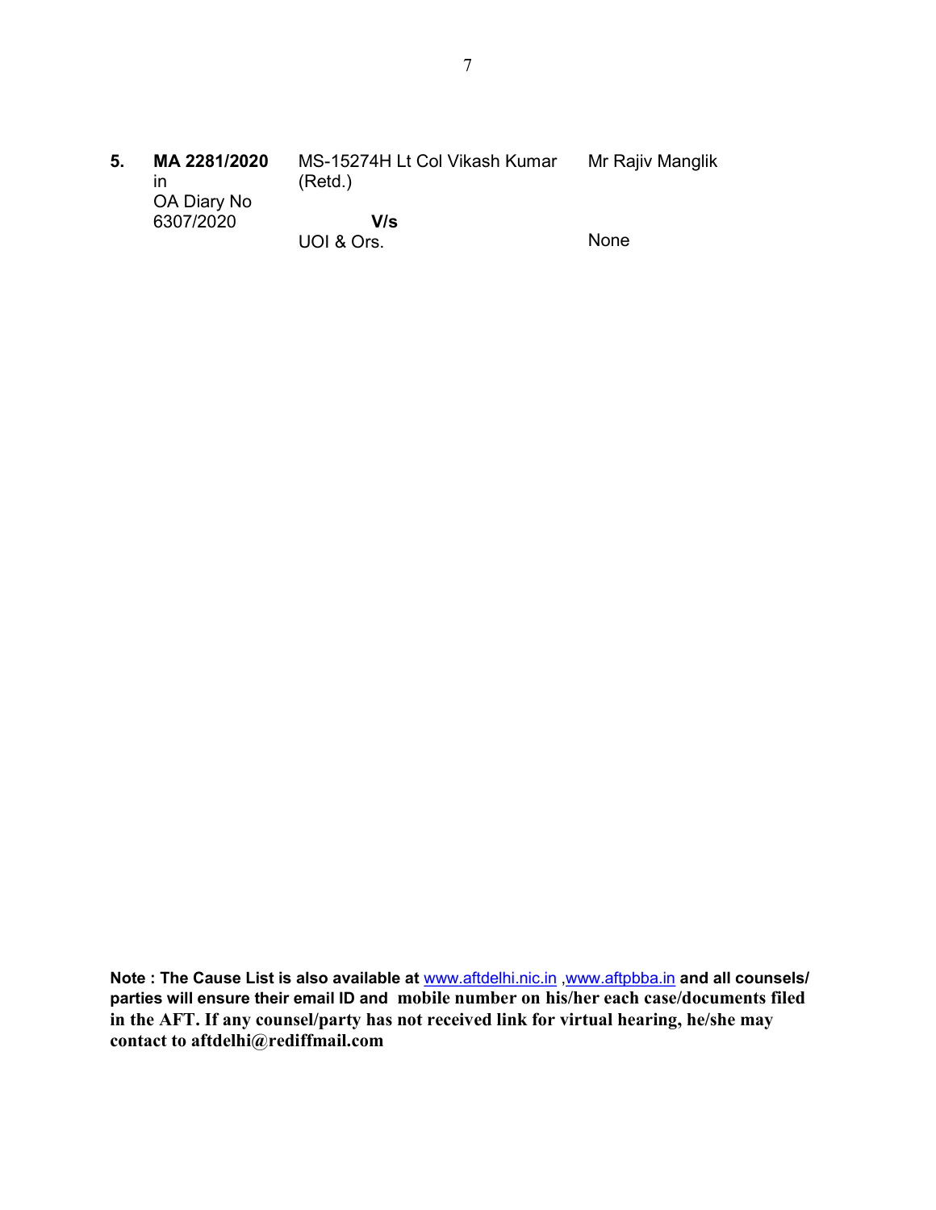| | | | |
|---|---|---|---|
| **5.** | **MA 2281/2020** in OA Diary No 6307/2020 | MS-15274H Lt Col Vikash Kumar (Retd.) **V/s** UOI & Ors. | Mr Rajiv Manglik<br><br>None |

**Note : The Cause List is also available at www.aftdelhi.nic.in ,www.aftpbba.in and all counsels/ parties will ensure their email ID and mobile number on his/her each case/documents filed in the AFT. If any counsel/party has not received link for virtual hearing, he/she may contact to aftdelhi@rediffmail.com**